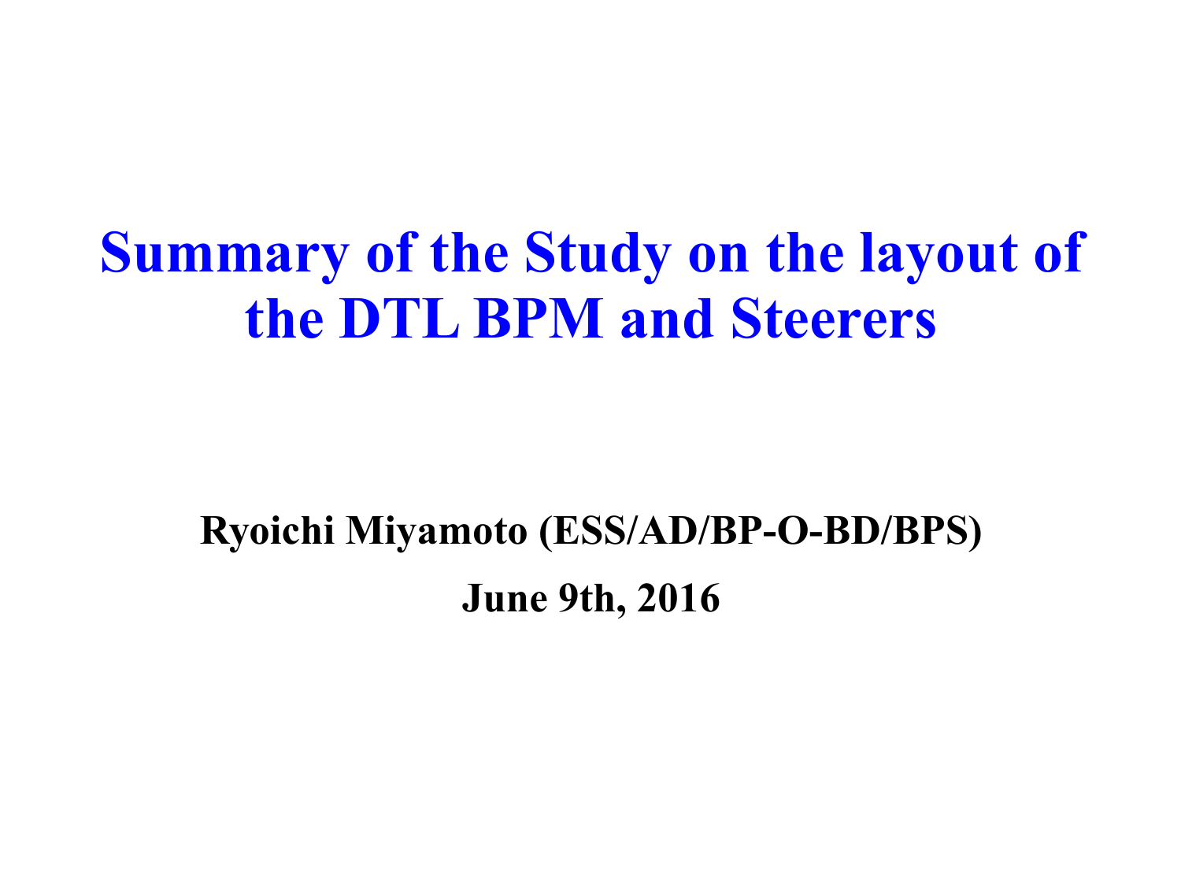# Summary of the Study on the layout of the DTL BPM and Steerers

**Ryoichi Miyamoto (ESS/AD/BP-O-BD/BPS)**

**June 9th, 2016**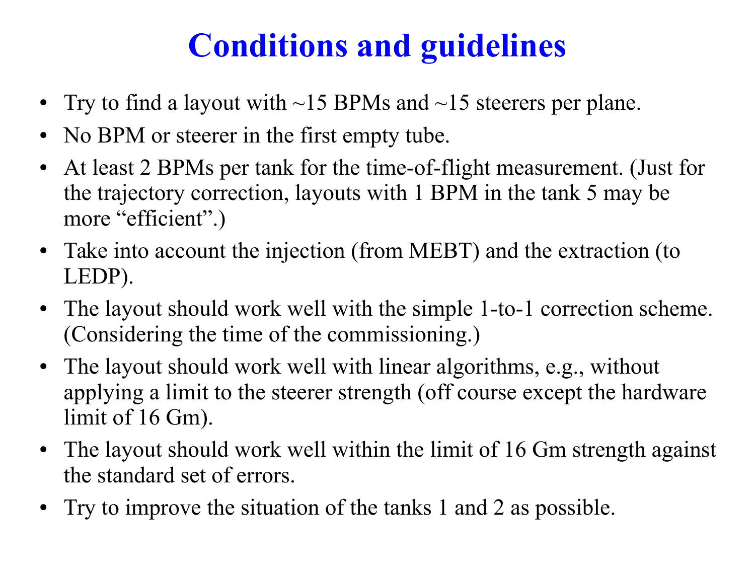# Conditions and guidelines

- Try to find a layout with ~15 BPMs and ~15 steerers per plane.
- No BPM or steerer in the first empty tube.
- At least 2 BPMs per tank for the time-of-flight measurement. (Just for the trajectory correction, layouts with 1 BPM in the tank 5 may be more "efficient".)
- Take into account the injection (from MEBT) and the extraction (to LEDP).
- The layout should work well with the simple 1-to-1 correction scheme. (Considering the time of the commissioning.)
- The layout should work well with linear algorithms, e.g., without applying a limit to the steerer strength (off course except the hardware limit of 16 Gm).
- The layout should work well within the limit of 16 Gm strength against the standard set of errors.
- Try to improve the situation of the tanks 1 and 2 as possible.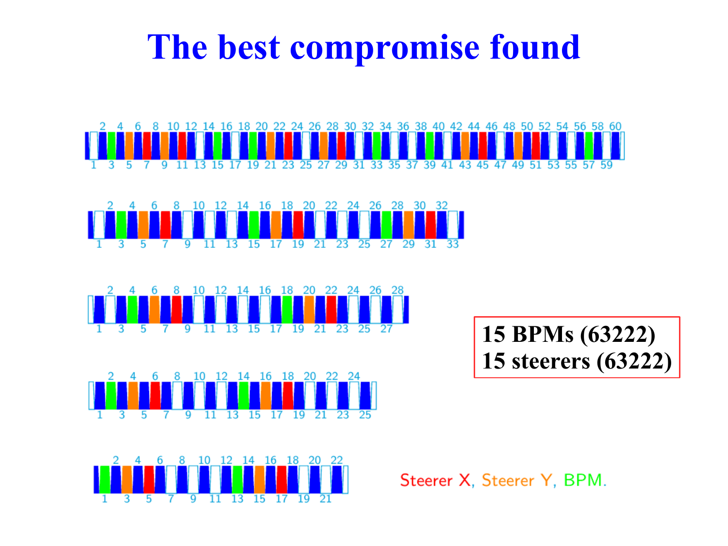# The best compromise found

**15 BPMs (63222)**
**15 steerers (63222)**

Steerer X, Steerer Y, BPM.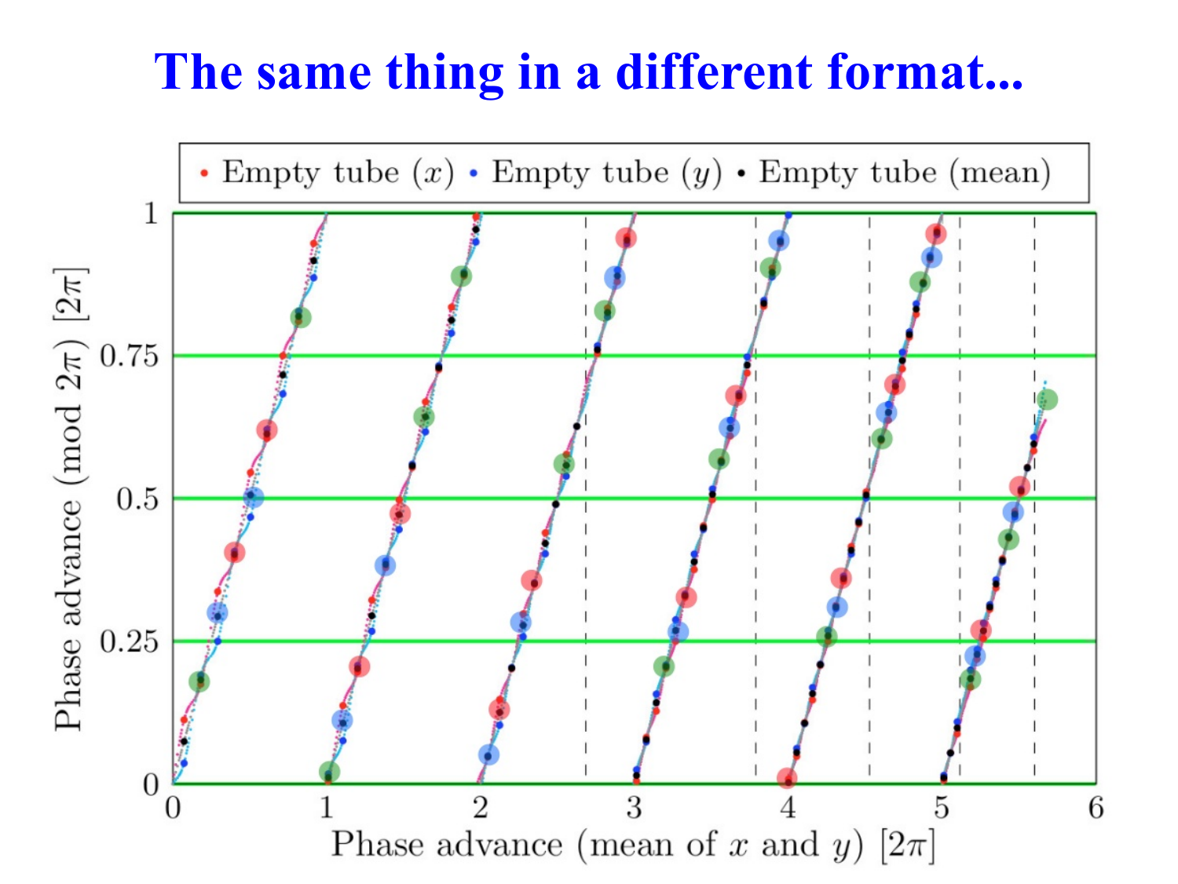# The same thing in a different format...

• Empty tube ($x$) • Empty tube ($y$) • Empty tube (mean)

Phase advance (mod $2\pi$) [$2\pi$]

Phase advance (mean of $x$ and $y$) [$2\pi$]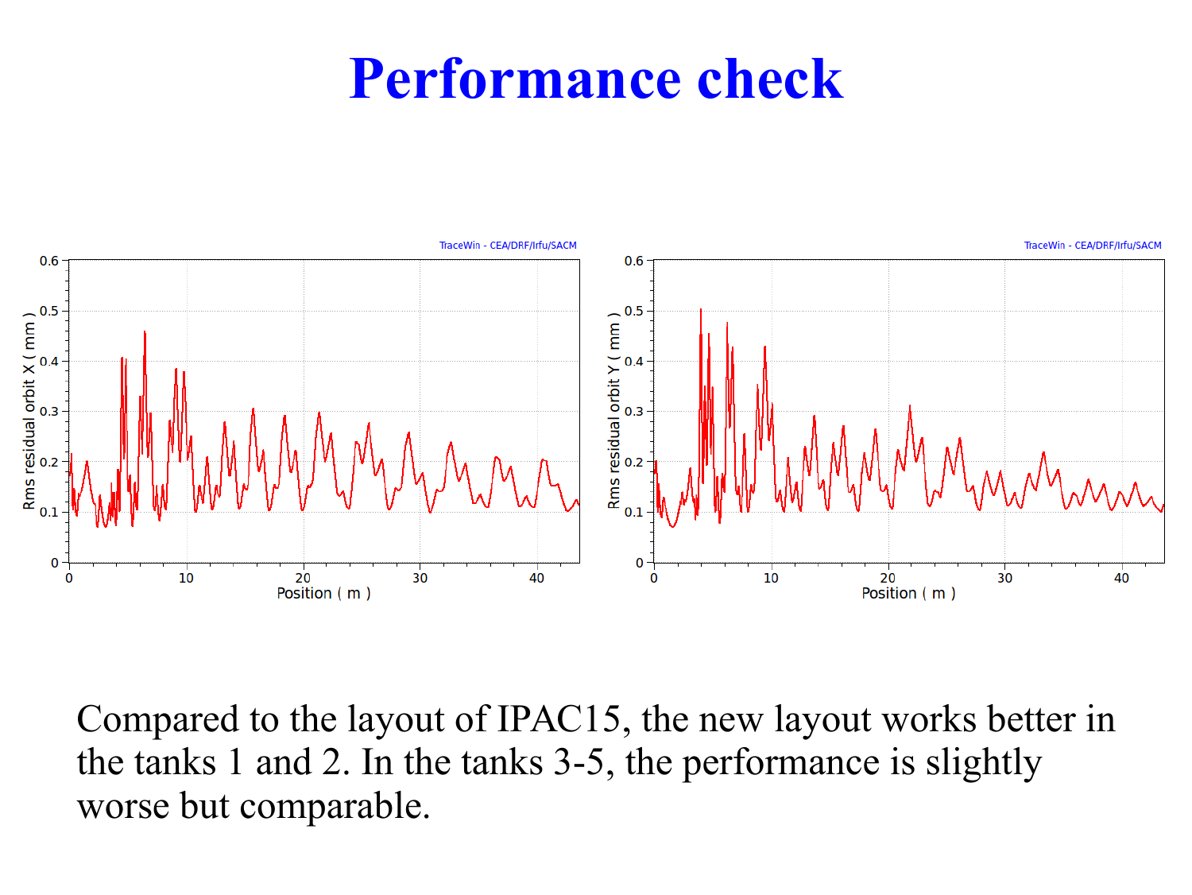# Performance check

Compared to the layout of IPAC15, the new layout works better in the tanks 1 and 2. In the tanks 3-5, the performance is slightly worse but comparable.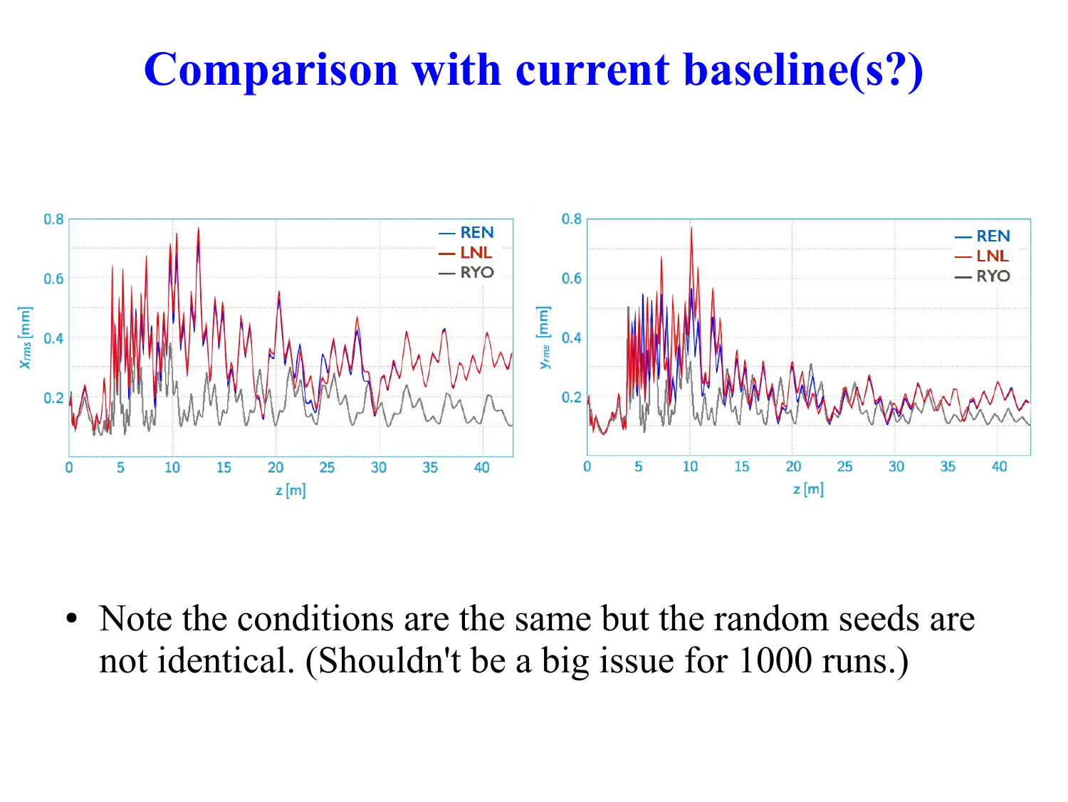# Comparison with current baseline(s?)

- Note the conditions are the same but the random seeds are not identical. (Shouldn't be a big issue for 1000 runs.)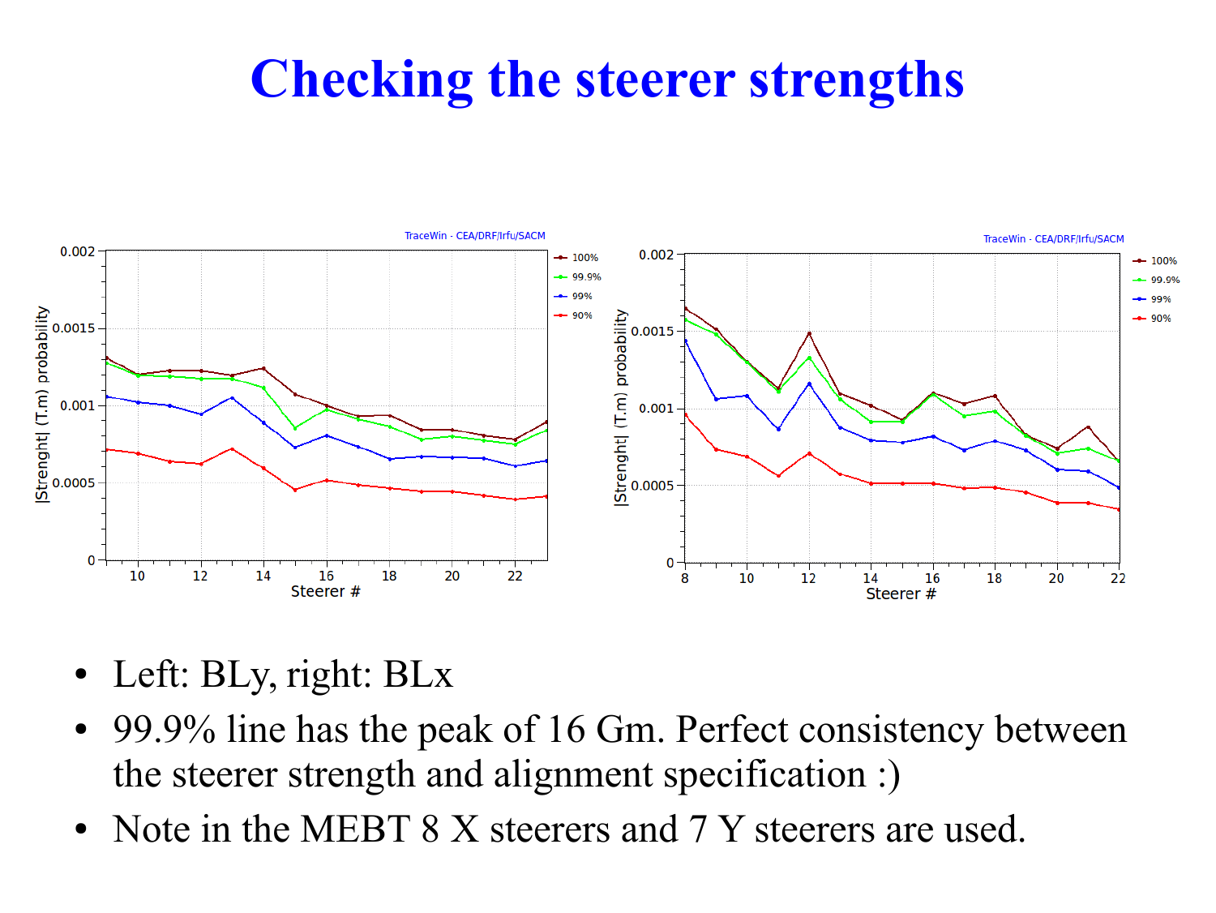# Checking the steerer strengths

- Left: BLy, right: BLx
- 99.9% line has the peak of 16 Gm. Perfect consistency between the steerer strength and alignment specification :)
- Note in the MEBT 8 X steerers and 7 Y steerers are used.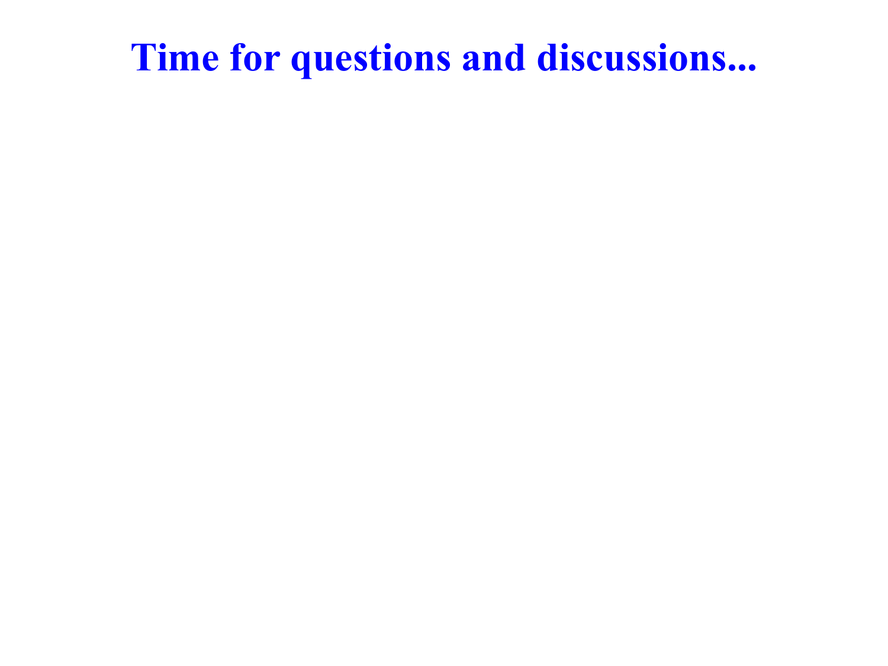# Time for questions and discussions...